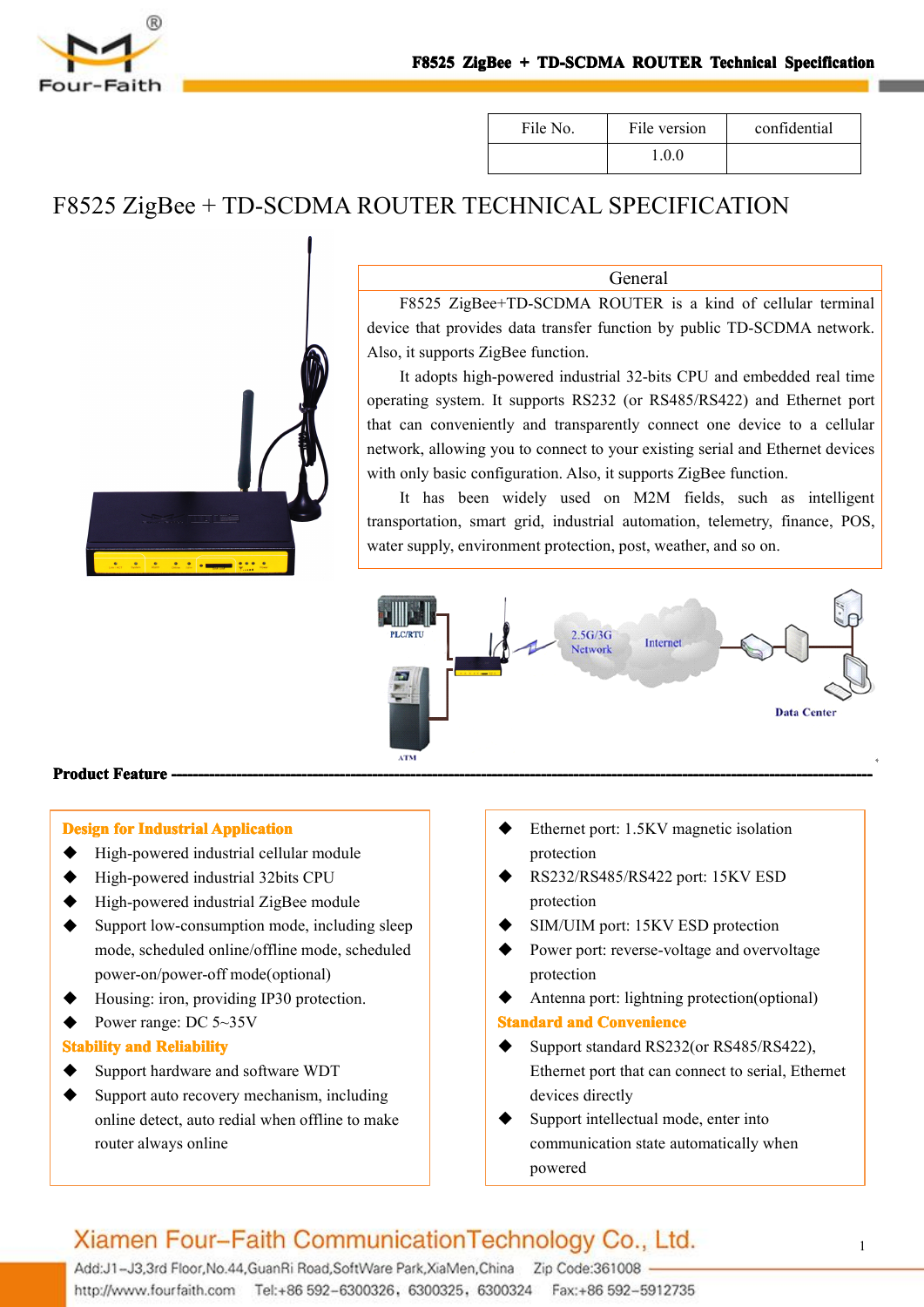| File No. | File version | confidential |
| --- | --- | --- |
|  | 1.0.0 |  |

# F8525 ZigBee + TD-SCDMA ROUTER TECHNICAL SPECIFICATION

## General

F8525 ZigBee+TD-SCDMA ROUTER is a kind of cellular terminal device that provides data transfer function by public TD-SCDMA network. Also, it supports ZigBee function.

It adopts high-powered industrial 32-bits CPU and embedded real time operating system. It supports RS232 (or RS485/RS422) and Ethernet port that can conveniently and transparently connect one device to a cellular network, allowing you to connect to your existing serial and Ethernet devices with only basic configuration. Also, it supports ZigBee function.

It has been widely used on M2M fields, such as intelligent transportation, smart grid, industrial automation, telemetry, finance, POS, water supply, environment protection, post, weather, and so on.

## Product Feature

**Design for Industrial Application**

- High-powered industrial cellular module
- High-powered industrial 32bits CPU
- High-powered industrial ZigBee module
- Support low-consumption mode, including sleep mode, scheduled online/offline mode, scheduled power-on/power-off mode(optional)
- Housing: iron, providing IP30 protection.
- Power range: DC 5~35V

**Stability and Reliability**

- Support hardware and software WDT
- Support auto recovery mechanism, including online detect, auto redial when offline to make router always online
- Ethernet port: 1.5KV magnetic isolation protection
- RS232/RS485/RS422 port: 15KV ESD protection
- SIM/UIM port: 15KV ESD protection
- Power port: reverse-voltage and overvoltage protection
- Antenna port: lightning protection(optional)

**Standard and Convenience**

- Support standard RS232(or RS485/RS422), Ethernet port that can connect to serial, Ethernet devices directly
- Support intellectual mode, enter into communication state automatically when powered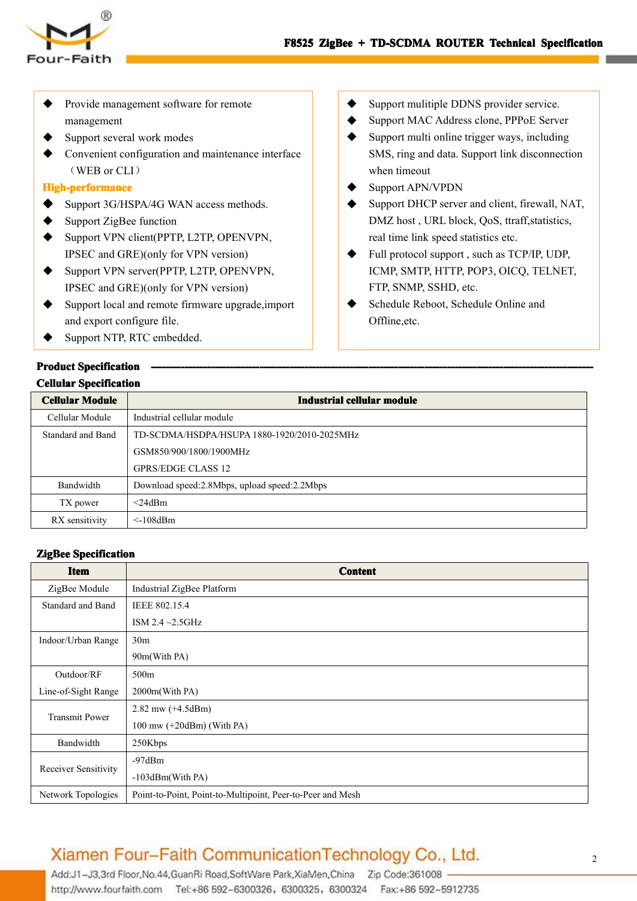- Provide management software for remote management
- Support several work modes
- Convenient configuration and maintenance interface （WEB or CLI）

**High-performance**

- Support 3G/HSPA/4G WAN access methods.
- Support ZigBee function
- Support VPN client(PPTP, L2TP, OPENVPN, IPSEC and GRE)(only for VPN version)
- Support VPN server(PPTP, L2TP, OPENVPN, IPSEC and GRE)(only for VPN version)
- Support local and remote firmware upgrade,import and export configure file.
- Support NTP, RTC embedded.
- Support mulitiple DDNS provider service.
- Support MAC Address clone, PPPoE Server
- Support multi online trigger ways, including SMS, ring and data. Support link disconnection when timeout
- Support APN/VPDN
- Support DHCP server and client, firewall, NAT, DMZ host , URL block, QoS, ttraff,statistics, real time link speed statistics etc.
- Full protocol support , such as TCP/IP, UDP, ICMP, SMTP, HTTP, POP3, OICQ, TELNET, FTP, SNMP, SSHD, etc.
- Schedule Reboot, Schedule Online and Offline,etc.

## Product Specification

### Cellular Specification

| Cellular Module | Industrial cellular module |
|---|---|
| Cellular Module | Industrial cellular module |
| Standard and Band | TD-SCDMA/HSDPA/HSUPA 1880-1920/2010-2025MHz<br>GSM850/900/1800/1900MHz<br>GPRS/EDGE CLASS 12 |
| Bandwidth | Download speed:2.8Mbps, upload speed:2.2Mbps |
| TX power | <24dBm |
| RX sensitivity | <-108dBm |

### ZigBee Specification

| Item | Content |
|---|---|
| ZigBee Module | Industrial ZigBee Platform |
| Standard and Band | IEEE 802.15.4<br>ISM 2.4 ~2.5GHz |
| Indoor/Urban Range | 30m<br>90m(With PA) |
| Outdoor/RF Line-of-Sight Range | 500m<br>2000m(With PA) |
| Transmit Power | 2.82 mw (+4.5dBm)<br>100 mw (+20dBm) (With PA) |
| Bandwidth | 250Kbps |
| Receiver Sensitivity | -97dBm<br>-103dBm(With PA) |
| Network Topologies | Point-to-Point, Point-to-Multipoint, Peer-to-Peer and Mesh |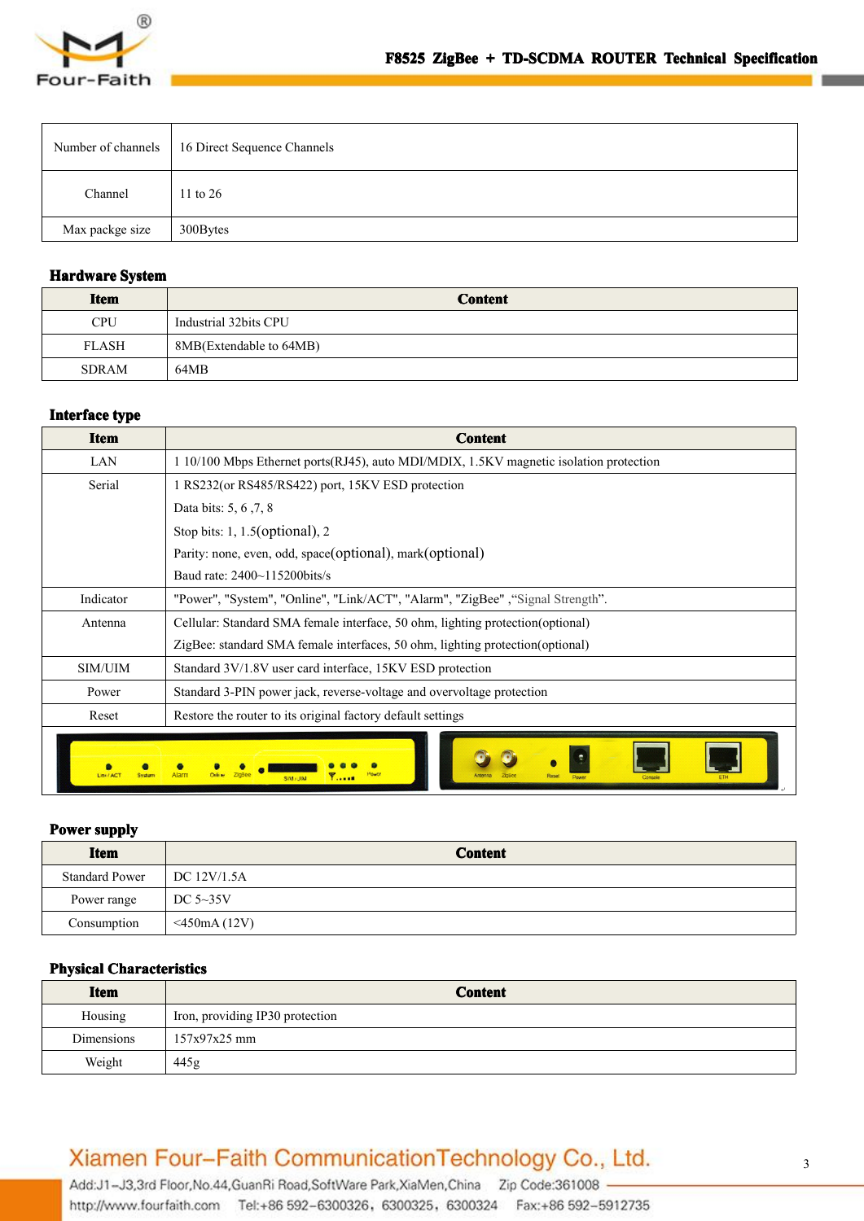| Number of channels | 16 Direct Sequence Channels |
|---|---|
| Channel | 11 to 26 |
| Max packge size | 300Bytes |

## Hardware System

| Item | Content |
|---|---|
| CPU | Industrial 32bits CPU |
| FLASH | 8MB(Extendable to 64MB) |
| SDRAM | 64MB |

## Interface type

| Item | Content |
|---|---|
| LAN | 1 10/100 Mbps Ethernet ports(RJ45), auto MDI/MDIX, 1.5KV magnetic isolation protection |
| Serial | 1 RS232(or RS485/RS422) port, 15KV ESD protection<br>Data bits: 5, 6 ,7, 8<br>Stop bits: 1, 1.5(optional), 2<br>Parity: none, even, odd, space(optional), mark(optional)<br>Baud rate: 2400~115200bits/s |
| Indicator | "Power", "System", "Online", "Link/ACT", "Alarm", "ZigBee" ,"Signal Strength". |
| Antenna | Cellular: Standard SMA female interface, 50 ohm, lighting protection(optional)<br>ZigBee: standard SMA female interfaces, 50 ohm, lighting protection(optional) |
| SIM/UIM | Standard 3V/1.8V user card interface, 15KV ESD protection |
| Power | Standard 3-PIN power jack, reverse-voltage and overvoltage protection |
| Reset | Restore the router to its original factory default settings |

## Power supply

| Item | Content |
|---|---|
| Standard Power | DC 12V/1.5A |
| Power range | DC 5~35V |
| Consumption | <450mA (12V) |

## Physical Characteristics

| Item | Content |
|---|---|
| Housing | Iron, providing IP30 protection |
| Dimensions | 157x97x25 mm |
| Weight | 445g |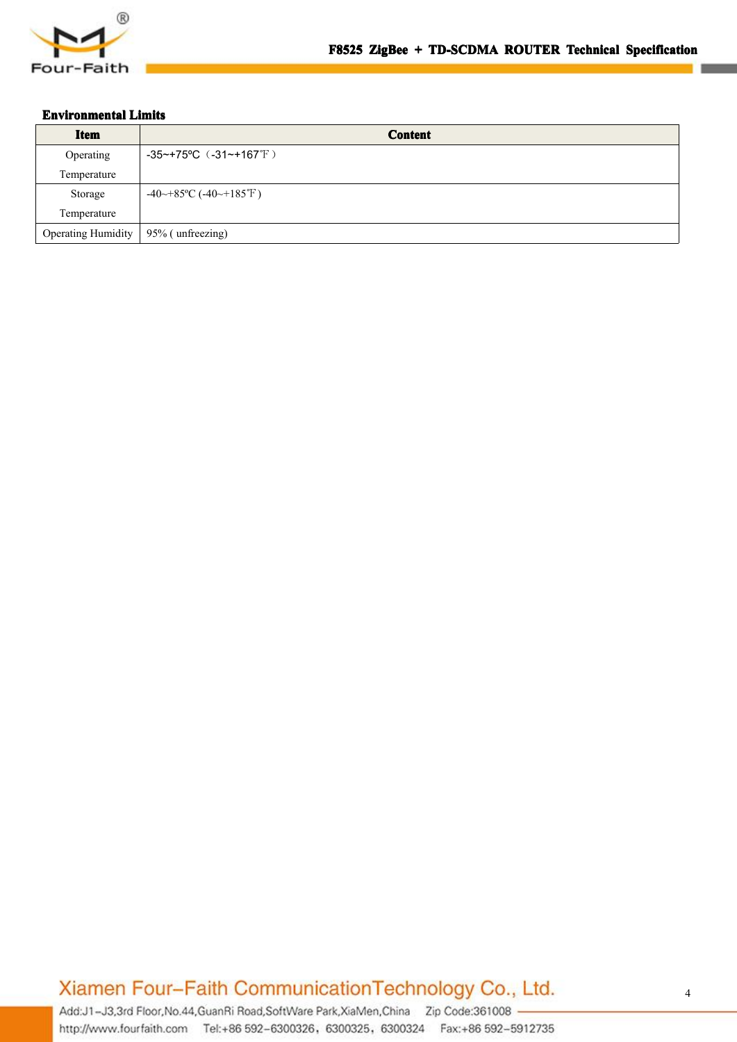**Environmental Limits**

| Item | Content |
|---|---|
| Operating Temperature | -35~+75ºC（-31~+167℉） |
| Storage Temperature | -40~+85ºC (-40~+185℉) |
| Operating Humidity | 95% ( unfreezing) |